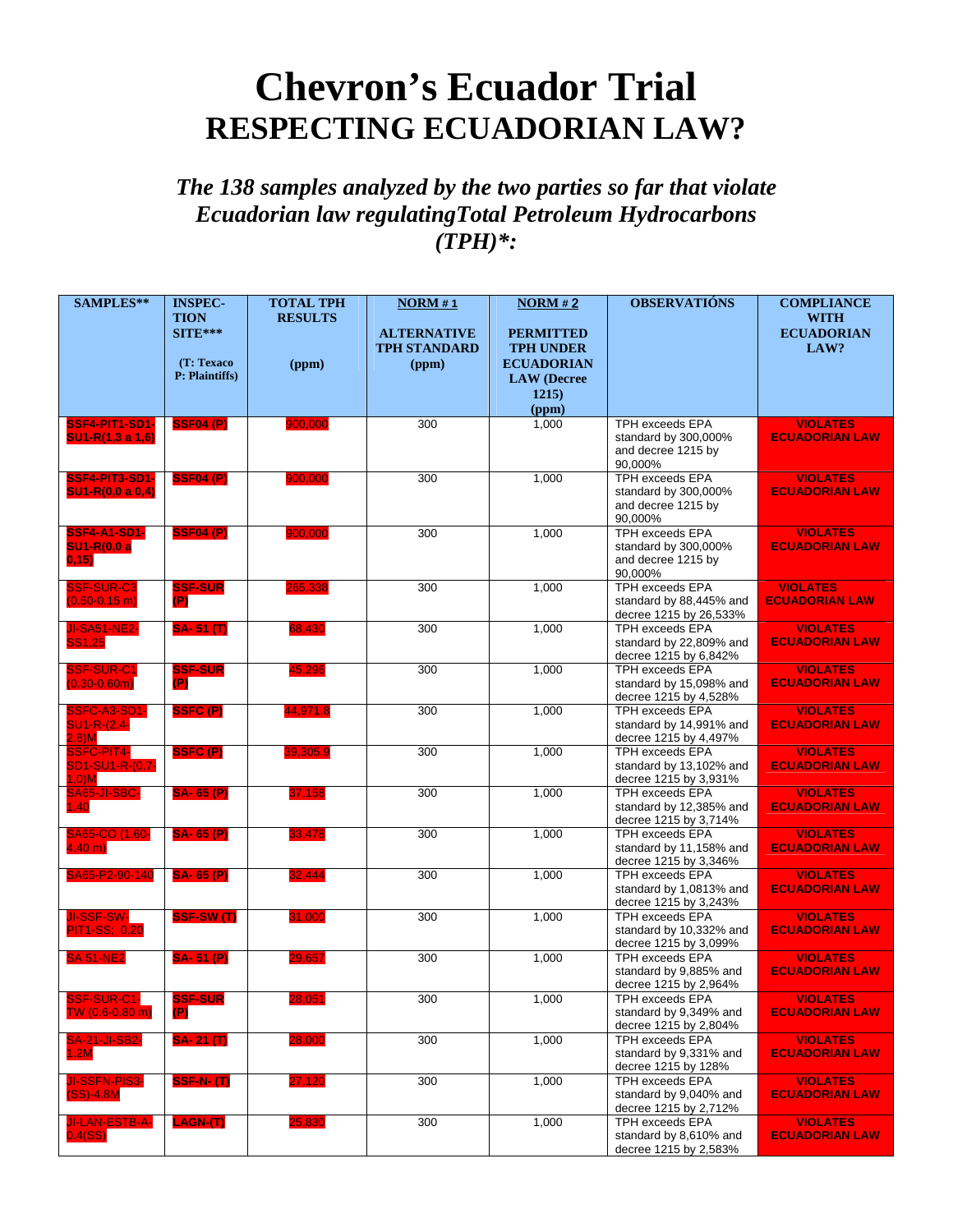# Chevron's Ecuador Trial

## RESPECTING ECUADORIAN LAW?

*The 138 samples analyzed by the two parties so far that violate Ecuadorian law regulatingTotal Petroleum Hydrocarbons (TPH)\*:*

| SAMPLES** | INSPEC-TION SITE*** (T: Texaco P: Plaintiffs) | TOTAL TPH RESULTS (ppm) | NORM # 1 ALTERNATIVE TPH STANDARD (ppm) | NORM # 2 PERMITTED TPH UNDER ECUADORIAN LAW (Decree 1215) (ppm) | OBSERVATIÓNS | COMPLIANCE WITH ECUADORIAN LAW? |
|---|---|---|---|---|---|---|
| SSF4-PIT1-SD1-SU1-R(1,3 a 1,6) | SSF04 (P) | 900,000 | 300 | 1,000 | TPH exceeds EPA standard by 300,000% and decree 1215 by 90,000% | VIOLATES ECUADORIAN LAW |
| SSF4-PIT3-SD1-SU1-R(0,0 a 0,4) | SSF04 (P) | 900,000 | 300 | 1,000 | TPH exceeds EPA standard by 300,000% and decree 1215 by 90,000% | VIOLATES ECUADORIAN LAW |
| SSF4-A1-SD1-SU1-R(0,0 a 0,15) | SSF04 (P) | 900,000 | 300 | 1,000 | TPH exceeds EPA standard by 300,000% and decree 1215 by 90,000% | VIOLATES ECUADORIAN LAW |
| SSF-SUR-C3 (0.50-0.15 m) | SSF-SUR (P) | 265,338 | 300 | 1,000 | TPH exceeds EPA standard by 88,445% and decree 1215 by 26,533% | VIOLATES ECUADORIAN LAW |
| JI-SA51-NE2-SS1.25 | SA- 51 (T) | 68,430 | 300 | 1,000 | TPH exceeds EPA standard by 22,809% and decree 1215 by 6,842% | VIOLATES ECUADORIAN LAW |
| SSF-SUR-C1 (0.30-0.60m) | SSF-SUR (P) | 45,296 | 300 | 1,000 | TPH exceeds EPA standard by 15,098% and decree 1215 by 4,528% | VIOLATES ECUADORIAN LAW |
| SSFC-A3-SD1-SU1-R-(2.4-2.8)M | SSFC (P) | 44,971.8 | 300 | 1,000 | TPH exceeds EPA standard by 14,991% and decree 1215 by 4,497% | VIOLATES ECUADORIAN LAW |
| SSFC-PIT4-SD1-SU1-R-(0.7-1.0)M | SSFC (P) | 39,305.9 | 300 | 1,000 | TPH exceeds EPA standard by 13,102% and decree 1215 by 3,931% | VIOLATES ECUADORIAN LAW |
| SA65-JI-SBC-1.40 | SA- 65 (P) | 37,158 | 300 | 1,000 | TPH exceeds EPA standard by 12,385% and decree 1215 by 3,714% | VIOLATES ECUADORIAN LAW |
| SA65-CO (1.60-4.40 m) | SA- 65 (P) | 33,478 | 300 | 1,000 | TPH exceeds EPA standard by 11,158% and decree 1215 by 3,346% | VIOLATES ECUADORIAN LAW |
| SA65-P2-90-140 | SA- 65 (P) | 32,444 | 300 | 1,000 | TPH exceeds EPA standard by 1,0813% and decree 1215 by 3,243% | VIOLATES ECUADORIAN LAW |
| JI-SSF-SW-PIT1-SS; 0.20 | SSF-SW (T) | 31,000 | 300 | 1,000 | TPH exceeds EPA standard by 10,332% and decree 1215 by 3,099% | VIOLATES ECUADORIAN LAW |
| SA 51-NE2 | SA- 51 (P) | 29,657 | 300 | 1,000 | TPH exceeds EPA standard by 9,885% and decree 1215 by 2,964% | VIOLATES ECUADORIAN LAW |
| SSF-SUR-C1-TW (0.6-0.80 m) | SSF-SUR (P) | 28,051 | 300 | 1,000 | TPH exceeds EPA standard by 9,349% and decree 1215 by 2,804% | VIOLATES ECUADORIAN LAW |
| SA-21-JI-SB2-1.2M | SA- 21 (T) | 28,000 | 300 | 1,000 | TPH exceeds EPA standard by 9,331% and decree 1215 by 128% | VIOLATES ECUADORIAN LAW |
| JI-SSFN-PIS3-(SS)-4.8M | SSF-N- (T) | 27,120 | 300 | 1,000 | TPH exceeds EPA standard by 9,040% and decree 1215 by 2,712% | VIOLATES ECUADORIAN LAW |
| JI-LAN-ESTB-A-0.4(SS) | LAGN-(T) | 25,830 | 300 | 1,000 | TPH exceeds EPA standard by 8,610% and decree 1215 by 2,583% | VIOLATES ECUADORIAN LAW |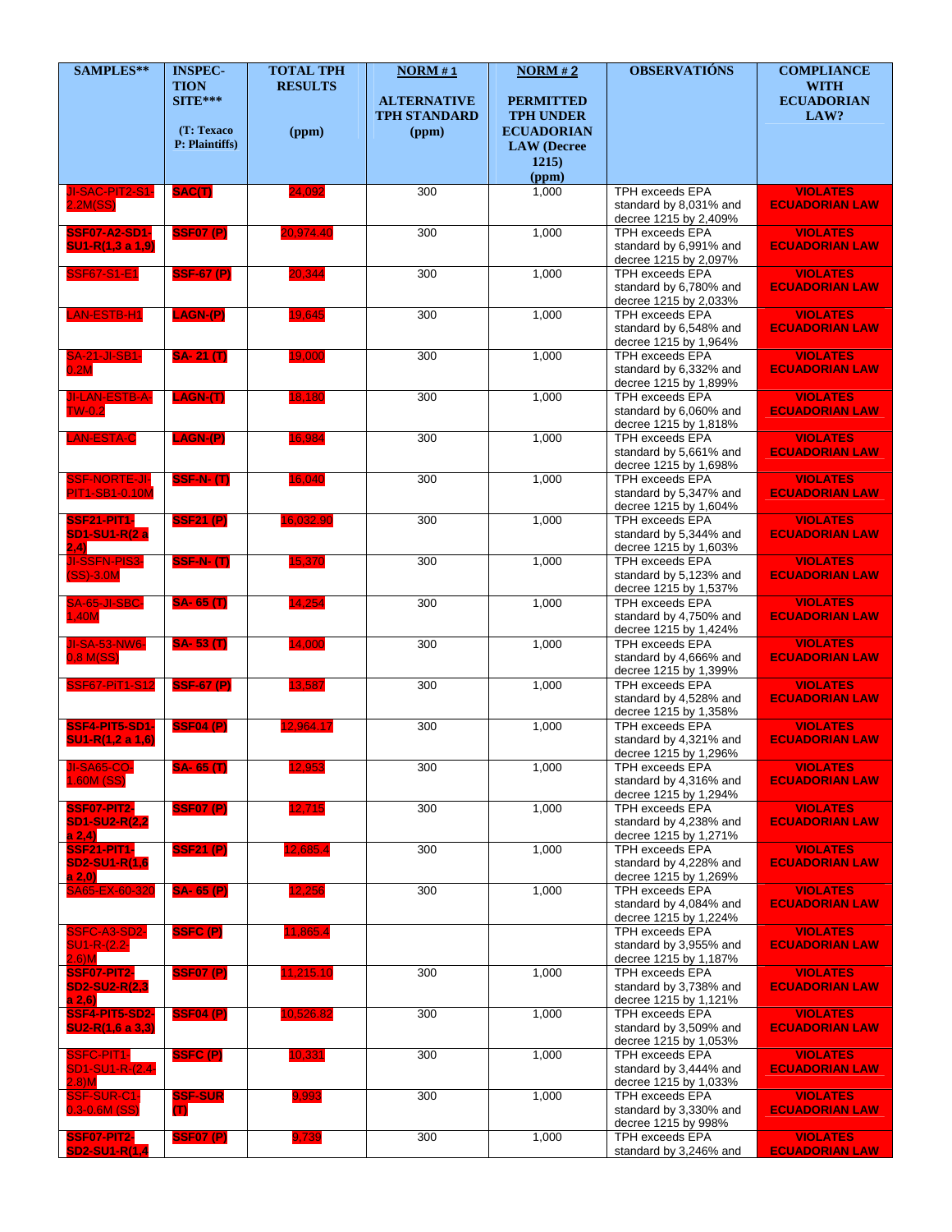| SAMPLES** | INSPEC-TION SITE*** (T: Texaco P: Plaintiffs) | TOTAL TPH RESULTS (ppm) | NORM # 1 ALTERNATIVE TPH STANDARD (ppm) | NORM # 2 PERMITTED TPH UNDER ECUADORIAN LAW (Decree 1215) (ppm) | OBSERVATIÓNS | COMPLIANCE WITH ECUADORIAN LAW? |
|---|---|---|---|---|---|---|
| JI-SAC-PIT2-S1-2.2M(SS) | SAC(T) | 24,092 | 300 | 1,000 | TPH exceeds EPA standard by 8,031% and decree 1215 by 2,409% | VIOLATES ECUADORIAN LAW |
| SSF07-A2-SD1-SU1-R(1,3 a 1,9) | SSF07 (P) | 20,974.40 | 300 | 1,000 | TPH exceeds EPA standard by 6,991% and decree 1215 by 2,097% | VIOLATES ECUADORIAN LAW |
| SSF67-S1-E1 | SSF-67 (P) | 20,344 | 300 | 1,000 | TPH exceeds EPA standard by 6,780% and decree 1215 by 2,033% | VIOLATES ECUADORIAN LAW |
| LAN-ESTB-H1 | LAGN-(P) | 19,645 | 300 | 1,000 | TPH exceeds EPA standard by 6,548% and decree 1215 by 1,964% | VIOLATES ECUADORIAN LAW |
| SA-21-JI-SB1-0.2M | SA- 21 (T) | 19,000 | 300 | 1,000 | TPH exceeds EPA standard by 6,332% and decree 1215 by 1,899% | VIOLATES ECUADORIAN LAW |
| JI-LAN-ESTB-A-TW-0.2 | LAGN-(T) | 18,180 | 300 | 1,000 | TPH exceeds EPA standard by 6,060% and decree 1215 by 1,818% | VIOLATES ECUADORIAN LAW |
| LAN-ESTA-C | LAGN-(P) | 16,984 | 300 | 1,000 | TPH exceeds EPA standard by 5,661% and decree 1215 by 1,698% | VIOLATES ECUADORIAN LAW |
| SSF-NORTE-JI-PIT1-SB1-0.10M | SSF-N- (T) | 16,040 | 300 | 1,000 | TPH exceeds EPA standard by 5,347% and decree 1215 by 1,604% | VIOLATES ECUADORIAN LAW |
| SSF21-PIT1-SD1-SU1-R(2 a 2,4) | SSF21 (P) | 16,032.90 | 300 | 1,000 | TPH exceeds EPA standard by 5,344% and decree 1215 by 1,603% | VIOLATES ECUADORIAN LAW |
| JI-SSFN-PIS3-(SS)-3.0M | SSF-N- (T) | 15,370 | 300 | 1,000 | TPH exceeds EPA standard by 5,123% and decree 1215 by 1,537% | VIOLATES ECUADORIAN LAW |
| SA-65-JI-SBC-1,40M | SA- 65 (T) | 14,254 | 300 | 1,000 | TPH exceeds EPA standard by 4,750% and decree 1215 by 1,424% | VIOLATES ECUADORIAN LAW |
| JI-SA-53-NW6-0,8 M(SS) | SA- 53 (T) | 14,000 | 300 | 1,000 | TPH exceeds EPA standard by 4,666% and decree 1215 by 1,399% | VIOLATES ECUADORIAN LAW |
| SSF67-PIT1-S12 | SSF-67 (P) | 13,587 | 300 | 1,000 | TPH exceeds EPA standard by 4,528% and decree 1215 by 1,358% | VIOLATES ECUADORIAN LAW |
| SSF4-PIT5-SD1-SU1-R(1,2 a 1,6) | SSF04 (P) | 12,964.17 | 300 | 1,000 | TPH exceeds EPA standard by 4,321% and decree 1215 by 1,296% | VIOLATES ECUADORIAN LAW |
| JI-SA65-CO-1.60M (SS) | SA- 65 (T) | 12,953 | 300 | 1,000 | TPH exceeds EPA standard by 4,316% and decree 1215 by 1,294% | VIOLATES ECUADORIAN LAW |
| SSF07-PIT2-SD1-SU2-R(2,2 a 2,4) | SSF07 (P) | 12,715 | 300 | 1,000 | TPH exceeds EPA standard by 4,238% and decree 1215 by 1,271% | VIOLATES ECUADORIAN LAW |
| SSF21-PIT1-SD2-SU1-R(1,6 a 2,0) | SSF21 (P) | 12,685.4 | 300 | 1,000 | TPH exceeds EPA standard by 4,228% and decree 1215 by 1,269% | VIOLATES ECUADORIAN LAW |
| SA65-EX-60-320 | SA- 65 (P) | 12,256 | 300 | 1,000 | TPH exceeds EPA standard by 4,084% and decree 1215 by 1,224% | VIOLATES ECUADORIAN LAW |
| SSFC-A3-SD2-SU1-R-(2,2-2,6)M | SSFC (P) | 11,865.4 | | | TPH exceeds EPA standard by 3,955% and decree 1215 by 1,187% | VIOLATES ECUADORIAN LAW |
| SSF07-PIT2-SD2-SU2-R(2,3 a 2,6) | SSF07 (P) | 11,215.10 | 300 | 1,000 | TPH exceeds EPA standard by 3,738% and decree 1215 by 1,121% | VIOLATES ECUADORIAN LAW |
| SSF4-PIT5-SD2-SU2-R(1,6 a 3,3) | SSF04 (P) | 10,526.82 | 300 | 1,000 | TPH exceeds EPA standard by 3,509% and decree 1215 by 1,053% | VIOLATES ECUADORIAN LAW |
| SSFC-PIT1-SD1-SU1-R-(2,4-2,8)M | SSFC (P) | 10,331 | 300 | 1,000 | TPH exceeds EPA standard by 3,444% and decree 1215 by 1,033% | VIOLATES ECUADORIAN LAW |
| SSF-SUR-C1-0.3-0.6M (SS) | SSF-SUR (T) | 9,993 | 300 | 1,000 | TPH exceeds EPA standard by 3,330% and decree 1215 by 998% | VIOLATES ECUADORIAN LAW |
| SSF07-PIT2-SD2-SU1-R(1,4 | SSF07 (P) | 9,739 | 300 | 1,000 | TPH exceeds EPA standard by 3,246% and | VIOLATES ECUADORIAN LAW |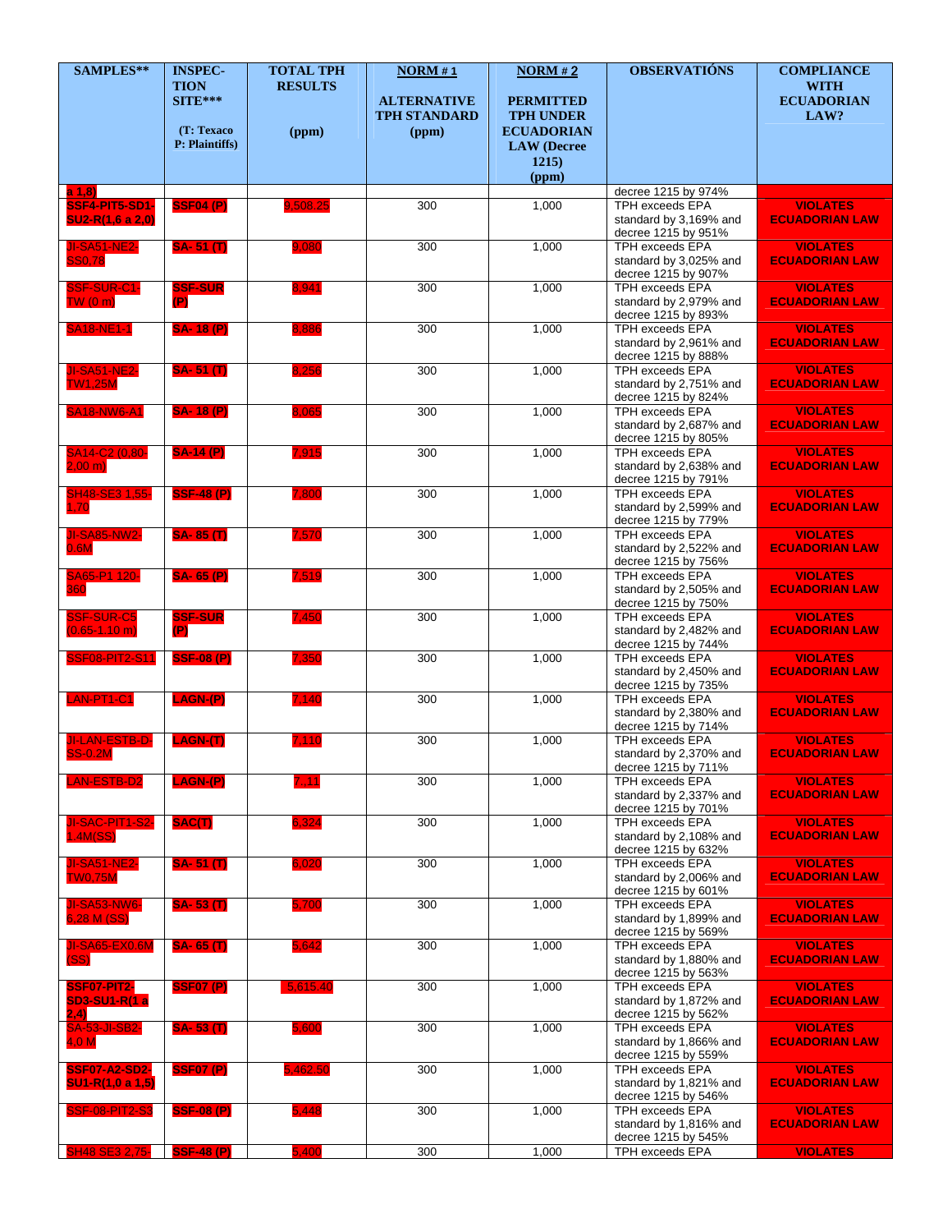| SAMPLES** | INSPEC-TION SITE*** (T: Texaco P: Plaintiffs) | TOTAL TPH RESULTS (ppm) | NORM # 1 ALTERNATIVE TPH STANDARD (ppm) | NORM # 2 PERMITTED TPH UNDER ECUADORIAN LAW (Decree 1215) (ppm) | OBSERVATIÓNS | COMPLIANCE WITH ECUADORIAN LAW? |
|---|---|---|---|---|---|---|
| a 1,8) | | | | | decree 1215 by 974% | |
| SSF4-PIT5-SD1-SU2-R(1,6 a 2,0) | SSF04 (P) | 9,508.25 | 300 | 1,000 | TPH exceeds EPA standard by 3,169% and decree 1215 by 951% | VIOLATES ECUADORIAN LAW |
| JI-SA51-NE2-SS0.78 | SA- 51 (T) | 9,080 | 300 | 1,000 | TPH exceeds EPA standard by 3,025% and decree 1215 by 907% | VIOLATES ECUADORIAN LAW |
| SSF-SUR-C1-TW (0 m) | SSF-SUR (P) | 8,941 | 300 | 1,000 | TPH exceeds EPA standard by 2,979% and decree 1215 by 893% | VIOLATES ECUADORIAN LAW |
| SA18-NE1-1 | SA- 18 (P) | 8,886 | 300 | 1,000 | TPH exceeds EPA standard by 2,961% and decree 1215 by 888% | VIOLATES ECUADORIAN LAW |
| JI-SA51-NE2-TW1,25M | SA- 51 (T) | 8,256 | 300 | 1,000 | TPH exceeds EPA standard by 2,751% and decree 1215 by 824% | VIOLATES ECUADORIAN LAW |
| SA18-NW6-A1 | SA- 18 (P) | 8,065 | 300 | 1,000 | TPH exceeds EPA standard by 2,687% and decree 1215 by 805% | VIOLATES ECUADORIAN LAW |
| SA14-C2 (0,80-2,00 m) | SA-14 (P) | 7,915 | 300 | 1,000 | TPH exceeds EPA standard by 2,638% and decree 1215 by 791% | VIOLATES ECUADORIAN LAW |
| SH48-SE3 1,55-1,70 | SSF-48 (P) | 7,800 | 300 | 1,000 | TPH exceeds EPA standard by 2,599% and decree 1215 by 779% | VIOLATES ECUADORIAN LAW |
| JI-SA85-NW2-0.6M | SA- 85 (T) | 7,570 | 300 | 1,000 | TPH exceeds EPA standard by 2,522% and decree 1215 by 756% | VIOLATES ECUADORIAN LAW |
| SA65-P1 120-360 | SA- 65 (P) | 7,519 | 300 | 1,000 | TPH exceeds EPA standard by 2,505% and decree 1215 by 750% | VIOLATES ECUADORIAN LAW |
| SSF-SUR-C5 (0.65-1.10 m) | SSF-SUR (P) | 7,450 | 300 | 1,000 | TPH exceeds EPA standard by 2,482% and decree 1215 by 744% | VIOLATES ECUADORIAN LAW |
| SSF08-PIT2-S11 | SSF-08 (P) | 7,350 | 300 | 1,000 | TPH exceeds EPA standard by 2,450% and decree 1215 by 735% | VIOLATES ECUADORIAN LAW |
| LAN-PT1-C1 | LAGN-(P) | 7,140 | 300 | 1,000 | TPH exceeds EPA standard by 2,380% and decree 1215 by 714% | VIOLATES ECUADORIAN LAW |
| JI-LAN-ESTB-D-SS-0.2M | LAGN-(T) | 7,110 | 300 | 1,000 | TPH exceeds EPA standard by 2,370% and decree 1215 by 711% | VIOLATES ECUADORIAN LAW |
| LAN-ESTB-D2 | LAGN-(P) | 7,.11 | 300 | 1,000 | TPH exceeds EPA standard by 2,337% and decree 1215 by 701% | VIOLATES ECUADORIAN LAW |
| JI-SAC-PIT1-S2-1.4M(SS) | SAC(T) | 6,324 | 300 | 1,000 | TPH exceeds EPA standard by 2,108% and decree 1215 by 632% | VIOLATES ECUADORIAN LAW |
| JI-SA51-NE2-TW0,75M | SA- 51 (T) | 6,020 | 300 | 1,000 | TPH exceeds EPA standard by 2,006% and decree 1215 by 601% | VIOLATES ECUADORIAN LAW |
| JI-SA53-NW6-6,28 M (SS) | SA- 53 (T) | 5,700 | 300 | 1,000 | TPH exceeds EPA standard by 1,899% and decree 1215 by 569% | VIOLATES ECUADORIAN LAW |
| JI-SA65-EX0.6M (SS) | SA- 65 (T) | 5,642 | 300 | 1,000 | TPH exceeds EPA standard by 1,880% and decree 1215 by 563% | VIOLATES ECUADORIAN LAW |
| SSF07-PIT2-SD3-SU1-R(1 a 2,4) | SSF07 (P) | 5,615.40 | 300 | 1,000 | TPH exceeds EPA standard by 1,872% and decree 1215 by 562% | VIOLATES ECUADORIAN LAW |
| SA-53-JI-SB2-4,0 M | SA- 53 (T) | 5,600 | 300 | 1,000 | TPH exceeds EPA standard by 1,866% and decree 1215 by 559% | VIOLATES ECUADORIAN LAW |
| SSF07-A2-SD2-SU1-R(1,0 a 1,5) | SSF07 (P) | 5,462.50 | 300 | 1,000 | TPH exceeds EPA standard by 1,821% and decree 1215 by 546% | VIOLATES ECUADORIAN LAW |
| SSF-08-PIT2-S3 | SSF-08 (P) | 5,448 | 300 | 1,000 | TPH exceeds EPA standard by 1,816% and decree 1215 by 545% | VIOLATES ECUADORIAN LAW |
| SH48 SE3 2,75- | SSF-48 (P) | 5,400 | 300 | 1,000 | TPH exceeds EPA | VIOLATES |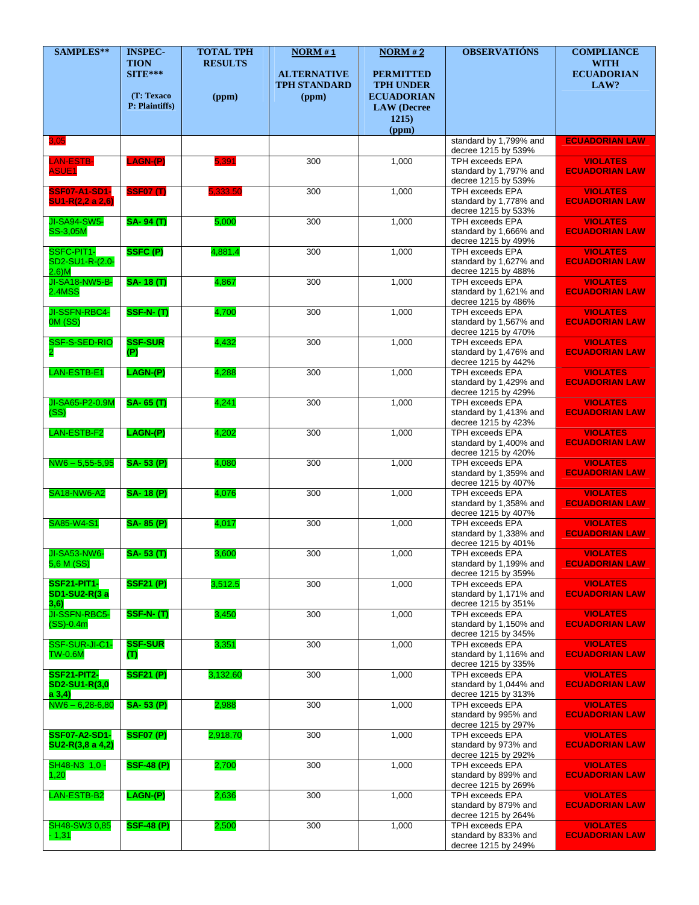| SAMPLES** | INSPECTION SITE*** (T: Texaco P: Plaintiffs) | TOTAL TPH RESULTS (ppm) | NORM # 1 ALTERNATIVE TPH STANDARD (ppm) | NORM # 2 PERMITTED TPH UNDER ECUADORIAN LAW (Decree 1215) (ppm) | OBSERVATIÓNS | COMPLIANCE WITH ECUADORIAN LAW? |
|---|---|---|---|---|---|---|
| 3,05 | | | | | standard by 1,799% and decree 1215 by 539% | ECUADORIAN LAW |
| LAN-ESTB-ASUE1 | LAGN-(P) | 5,391 | 300 | 1,000 | TPH exceeds EPA standard by 1,797% and decree 1215 by 539% | VIOLATES ECUADORIAN LAW |
| SSF07-A1-SD1-SU1-R(2,2 a 2,6) | SSF07 (T) | 5,333.50 | 300 | 1,000 | TPH exceeds EPA standard by 1,778% and decree 1215 by 533% | VIOLATES ECUADORIAN LAW |
| JI-SA94-SW5-SS-3,05M | SA- 94 (T) | 5,000 | 300 | 1,000 | TPH exceeds EPA standard by 1,666% and decree 1215 by 499% | VIOLATES ECUADORIAN LAW |
| SSFC-PIT1-SD2-SU1-R-(2.0-2.6)M | SSFC (P) | 4,881.4 | 300 | 1,000 | TPH exceeds EPA standard by 1,627% and decree 1215 by 488% | VIOLATES ECUADORIAN LAW |
| JI-SA18-NW5-B-2.4MSS | SA- 18 (T) | 4,867 | 300 | 1,000 | TPH exceeds EPA standard by 1,621% and decree 1215 by 486% | VIOLATES ECUADORIAN LAW |
| JI-SSFN-RBC4-0M (SS) | SSF-N- (T) | 4,700 | 300 | 1,000 | TPH exceeds EPA standard by 1,567% and decree 1215 by 470% | VIOLATES ECUADORIAN LAW |
| SSF-S-SED-RIO 2 | SSF-SUR (P) | 4,432 | 300 | 1,000 | TPH exceeds EPA standard by 1,476% and decree 1215 by 442% | VIOLATES ECUADORIAN LAW |
| LAN-ESTB-E1 | LAGN-(P) | 4,288 | 300 | 1,000 | TPH exceeds EPA standard by 1,429% and decree 1215 by 429% | VIOLATES ECUADORIAN LAW |
| JI-SA65-P2-0.9M (SS) | SA- 65 (T) | 4,241 | 300 | 1,000 | TPH exceeds EPA standard by 1,413% and decree 1215 by 423% | VIOLATES ECUADORIAN LAW |
| LAN-ESTB-F2 | LAGN-(P) | 4,202 | 300 | 1,000 | TPH exceeds EPA standard by 1,400% and decree 1215 by 420% | VIOLATES ECUADORIAN LAW |
| NW6 – 5,55-5,95 | SA- 53 (P) | 4,080 | 300 | 1,000 | TPH exceeds EPA standard by 1,359% and decree 1215 by 407% | VIOLATES ECUADORIAN LAW |
| SA18-NW6-A2 | SA- 18 (P) | 4,076 | 300 | 1,000 | TPH exceeds EPA standard by 1,358% and decree 1215 by 407% | VIOLATES ECUADORIAN LAW |
| SA85-W4-S1 | SA- 85 (P) | 4,017 | 300 | 1,000 | TPH exceeds EPA standard by 1,338% and decree 1215 by 401% | VIOLATES ECUADORIAN LAW |
| JI-SA53-NW6-5,6 M (SS) | SA- 53 (T) | 3,600 | 300 | 1,000 | TPH exceeds EPA standard by 1,199% and decree 1215 by 359% | VIOLATES ECUADORIAN LAW |
| SSF21-PIT1-SD1-SU2-R(3 a 3,6) | SSF21 (P) | 3,512.5 | 300 | 1,000 | TPH exceeds EPA standard by 1,171% and decree 1215 by 351% | VIOLATES ECUADORIAN LAW |
| JI-SSFN-RBC5-(SS)-0.4m | SSF-N- (T) | 3,450 | 300 | 1,000 | TPH exceeds EPA standard by 1,150% and decree 1215 by 345% | VIOLATES ECUADORIAN LAW |
| SSF-SUR-JI-C1-TW-0.6M | SSF-SUR (T) | 3,351 | 300 | 1,000 | TPH exceeds EPA standard by 1,116% and decree 1215 by 335% | VIOLATES ECUADORIAN LAW |
| SSF21-PIT2-SD2-SU1-R(3,0 a 3,4) | SSF21 (P) | 3,132.60 | 300 | 1,000 | TPH exceeds EPA standard by 1,044% and decree 1215 by 313% | VIOLATES ECUADORIAN LAW |
| NW6 – 6,28-6,80 | SA- 53 (P) | 2,988 | 300 | 1,000 | TPH exceeds EPA standard by 995% and decree 1215 by 297% | VIOLATES ECUADORIAN LAW |
| SSF07-A2-SD1-SU2-R(3,8 a 4,2) | SSF07 (P) | 2,918.70 | 300 | 1,000 | TPH exceeds EPA standard by 973% and decree 1215 by 292% | VIOLATES ECUADORIAN LAW |
| SH48-N3 1,0 - 1,20 | SSF-48 (P) | 2,700 | 300 | 1,000 | TPH exceeds EPA standard by 899% and decree 1215 by 269% | VIOLATES ECUADORIAN LAW |
| LAN-ESTB-B2 | LAGN-(P) | 2,636 | 300 | 1,000 | TPH exceeds EPA standard by 879% and decree 1215 by 264% | VIOLATES ECUADORIAN LAW |
| SH48-SW3 0,85 - 1,31 | SSF-48 (P) | 2,500 | 300 | 1,000 | TPH exceeds EPA standard by 833% and decree 1215 by 249% | VIOLATES ECUADORIAN LAW |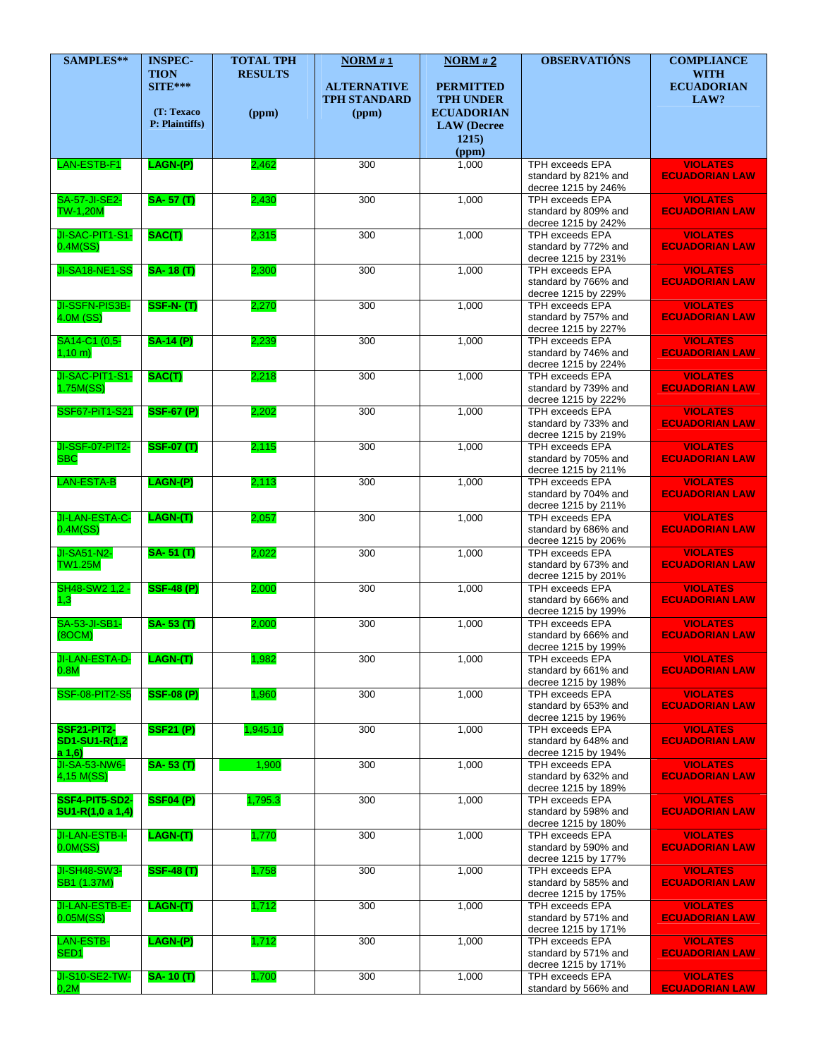| SAMPLES** | INSPEC-TION SITE*** (T: Texaco P: Plaintiffs) | TOTAL TPH RESULTS (ppm) | NORM # 1 ALTERNATIVE TPH STANDARD (ppm) | NORM # 2 PERMITTED TPH UNDER ECUADORIAN LAW (Decree 1215) (ppm) | OBSERVATIÓNS | COMPLIANCE WITH ECUADORIAN LAW? |
|---|---|---|---|---|---|---|
| LAN-ESTB-F1 | LAGN-(P) | 2,462 | 300 | 1,000 | TPH exceeds EPA standard by 821% and decree 1215 by 246% | VIOLATES ECUADORIAN LAW |
| SA-57-JI-SE2-TW-1,20M | SA- 57 (T) | 2,430 | 300 | 1,000 | TPH exceeds EPA standard by 809% and decree 1215 by 242% | VIOLATES ECUADORIAN LAW |
| JI-SAC-PIT1-S1-0.4M(SS) | SAC(T) | 2,315 | 300 | 1,000 | TPH exceeds EPA standard by 772% and decree 1215 by 231% | VIOLATES ECUADORIAN LAW |
| JI-SA18-NE1-SS | SA- 18 (T) | 2,300 | 300 | 1,000 | TPH exceeds EPA standard by 766% and decree 1215 by 229% | VIOLATES ECUADORIAN LAW |
| JI-SSFN-PIS3B-4.0M (SS) | SSF-N- (T) | 2,270 | 300 | 1,000 | TPH exceeds EPA standard by 757% and decree 1215 by 227% | VIOLATES ECUADORIAN LAW |
| SA14-C1 (0,5-1,10 m) | SA-14 (P) | 2,239 | 300 | 1,000 | TPH exceeds EPA standard by 746% and decree 1215 by 224% | VIOLATES ECUADORIAN LAW |
| JI-SAC-PIT1-S1-1.75M(SS) | SAC(T) | 2,218 | 300 | 1,000 | TPH exceeds EPA standard by 739% and decree 1215 by 222% | VIOLATES ECUADORIAN LAW |
| SSF67-PIT1-S21 | SSF-67 (P) | 2,202 | 300 | 1,000 | TPH exceeds EPA standard by 733% and decree 1215 by 219% | VIOLATES ECUADORIAN LAW |
| JI-SSF-07-PIT2-SBC | SSF-07 (T) | 2,115 | 300 | 1,000 | TPH exceeds EPA standard by 705% and decree 1215 by 211% | VIOLATES ECUADORIAN LAW |
| LAN-ESTA-B | LAGN-(P) | 2,113 | 300 | 1,000 | TPH exceeds EPA standard by 704% and decree 1215 by 211% | VIOLATES ECUADORIAN LAW |
| JI-LAN-ESTA-C-0.4M(SS) | LAGN-(T) | 2,057 | 300 | 1,000 | TPH exceeds EPA standard by 686% and decree 1215 by 206% | VIOLATES ECUADORIAN LAW |
| JI-SA51-N2-TW1.25M | SA- 51 (T) | 2,022 | 300 | 1,000 | TPH exceeds EPA standard by 673% and decree 1215 by 201% | VIOLATES ECUADORIAN LAW |
| SH48-SW2 1,2 - 1,3 | SSF-48 (P) | 2,000 | 300 | 1,000 | TPH exceeds EPA standard by 666% and decree 1215 by 199% | VIOLATES ECUADORIAN LAW |
| SA-53-JI-SB1-(8OCM) | SA- 53 (T) | 2,000 | 300 | 1,000 | TPH exceeds EPA standard by 666% and decree 1215 by 199% | VIOLATES ECUADORIAN LAW |
| JI-LAN-ESTA-D-0.8M | LAGN-(T) | 1,982 | 300 | 1,000 | TPH exceeds EPA standard by 661% and decree 1215 by 198% | VIOLATES ECUADORIAN LAW |
| SSF-08-PIT2-S5 | SSF-08 (P) | 1,960 | 300 | 1,000 | TPH exceeds EPA standard by 653% and decree 1215 by 196% | VIOLATES ECUADORIAN LAW |
| **SSF21-PIT2-SD1-SU1-R(1,2 a 1,6)** | SSF21 (P) | 1,945.10 | 300 | 1,000 | TPH exceeds EPA standard by 648% and decree 1215 by 194% | VIOLATES ECUADORIAN LAW |
| JI-SA-53-NW6-4,15 M(SS) | SA- 53 (T) | 1,900 | 300 | 1,000 | TPH exceeds EPA standard by 632% and decree 1215 by 189% | VIOLATES ECUADORIAN LAW |
| **SSF4-PIT5-SD2-SU1-R(1,0 a 1,4)** | SSF04 (P) | 1,795.3 | 300 | 1,000 | TPH exceeds EPA standard by 598% and decree 1215 by 180% | VIOLATES ECUADORIAN LAW |
| JI-LAN-ESTB-I-0.0M(SS) | LAGN-(T) | 1,770 | 300 | 1,000 | TPH exceeds EPA standard by 590% and decree 1215 by 177% | VIOLATES ECUADORIAN LAW |
| JI-SH48-SW3-SB1 (1.37M) | SSF-48 (T) | 1,758 | 300 | 1,000 | TPH exceeds EPA standard by 585% and decree 1215 by 175% | VIOLATES ECUADORIAN LAW |
| JI-LAN-ESTB-E-0.05M(SS) | LAGN-(T) | 1,712 | 300 | 1,000 | TPH exceeds EPA standard by 571% and decree 1215 by 171% | VIOLATES ECUADORIAN LAW |
| LAN-ESTB-SED1 | LAGN-(P) | 1,712 | 300 | 1,000 | TPH exceeds EPA standard by 571% and decree 1215 by 171% | VIOLATES ECUADORIAN LAW |
| JI-S10-SE2-TW-0,2M | SA- 10 (T) | 1,700 | 300 | 1,000 | TPH exceeds EPA standard by 566% and | VIOLATES ECUADORIAN LAW |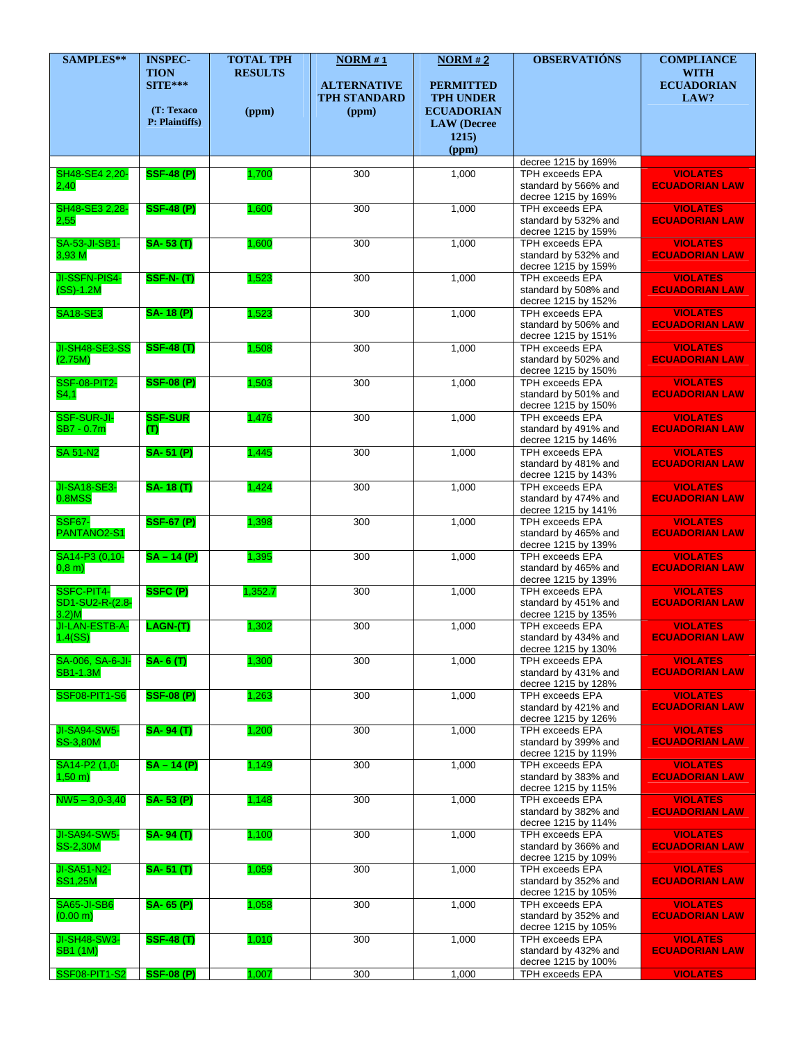| SAMPLES** | INSPECTION SITE*** (T: Texaco P: Plaintiffs) | TOTAL TPH RESULTS (ppm) | NORM # 1 ALTERNATIVE TPH STANDARD (ppm) | NORM # 2 PERMITTED TPH UNDER ECUADORIAN LAW (Decree 1215) (ppm) | OBSERVATIÓNS | COMPLIANCE WITH ECUADORIAN LAW? |
|---|---|---|---|---|---|---|
| | | | | | decree 1215 by 169% | |
| SH48-SE4 2,20-2,40 | SSF-48 (P) | 1,700 | 300 | 1,000 | TPH exceeds EPA standard by 566% and decree 1215 by 169% | VIOLATES ECUADORIAN LAW |
| SH48-SE3 2,28-2,55 | SSF-48 (P) | 1,600 | 300 | 1,000 | TPH exceeds EPA standard by 532% and decree 1215 by 159% | VIOLATES ECUADORIAN LAW |
| SA-53-JI-SB1-3,93 M | SA- 53 (T) | 1,600 | 300 | 1,000 | TPH exceeds EPA standard by 532% and decree 1215 by 159% | VIOLATES ECUADORIAN LAW |
| JI-SSFN-PIS4-(SS)-1.2M | SSF-N- (T) | 1,523 | 300 | 1,000 | TPH exceeds EPA standard by 508% and decree 1215 by 152% | VIOLATES ECUADORIAN LAW |
| SA18-SE3 | SA- 18 (P) | 1,523 | 300 | 1,000 | TPH exceeds EPA standard by 506% and decree 1215 by 151% | VIOLATES ECUADORIAN LAW |
| JI-SH48-SE3-SS (2.75M) | SSF-48 (T) | 1,508 | 300 | 1,000 | TPH exceeds EPA standard by 502% and decree 1215 by 150% | VIOLATES ECUADORIAN LAW |
| SSF-08-PIT2-S4,1 | SSF-08 (P) | 1,503 | 300 | 1,000 | TPH exceeds EPA standard by 501% and decree 1215 by 150% | VIOLATES ECUADORIAN LAW |
| SSF-SUR-JI-SB7 - 0.7m | SSF-SUR (T) | 1,476 | 300 | 1,000 | TPH exceeds EPA standard by 491% and decree 1215 by 146% | VIOLATES ECUADORIAN LAW |
| SA 51-N2 | SA- 51 (P) | 1,445 | 300 | 1,000 | TPH exceeds EPA standard by 481% and decree 1215 by 143% | VIOLATES ECUADORIAN LAW |
| JI-SA18-SE3-0.8MSS | SA- 18 (T) | 1,424 | 300 | 1,000 | TPH exceeds EPA standard by 474% and decree 1215 by 141% | VIOLATES ECUADORIAN LAW |
| SSF67-PANTANO2-S1 | SSF-67 (P) | 1,398 | 300 | 1,000 | TPH exceeds EPA standard by 465% and decree 1215 by 139% | VIOLATES ECUADORIAN LAW |
| SA14-P3 (0,10-0,8 m) | SA – 14 (P) | 1,395 | 300 | 1,000 | TPH exceeds EPA standard by 465% and decree 1215 by 139% | VIOLATES ECUADORIAN LAW |
| SSFC-PIT4-SD1-SU2-R-(2.8-3.2)M | SSFC (P) | 1,352.7 | 300 | 1,000 | TPH exceeds EPA standard by 451% and decree 1215 by 135% | VIOLATES ECUADORIAN LAW |
| JI-LAN-ESTB-A-1.4(SS) | LAGN-(T) | 1,302 | 300 | 1,000 | TPH exceeds EPA standard by 434% and decree 1215 by 130% | VIOLATES ECUADORIAN LAW |
| SA-006, SA-6-JI-SB1-1.3M | SA- 6 (T) | 1,300 | 300 | 1,000 | TPH exceeds EPA standard by 431% and decree 1215 by 128% | VIOLATES ECUADORIAN LAW |
| SSF08-PIT1-S6 | SSF-08 (P) | 1,263 | 300 | 1,000 | TPH exceeds EPA standard by 421% and decree 1215 by 126% | VIOLATES ECUADORIAN LAW |
| JI-SA94-SW5-SS-3,80M | SA- 94 (T) | 1,200 | 300 | 1,000 | TPH exceeds EPA standard by 399% and decree 1215 by 119% | VIOLATES ECUADORIAN LAW |
| SA14-P2 (1,0-1,50 m) | SA – 14 (P) | 1,149 | 300 | 1,000 | TPH exceeds EPA standard by 383% and decree 1215 by 115% | VIOLATES ECUADORIAN LAW |
| NW5 – 3,0-3,40 | SA- 53 (P) | 1,148 | 300 | 1,000 | TPH exceeds EPA standard by 382% and decree 1215 by 114% | VIOLATES ECUADORIAN LAW |
| JI-SA94-SW5-SS-2,30M | SA- 94 (T) | 1,100 | 300 | 1,000 | TPH exceeds EPA standard by 366% and decree 1215 by 109% | VIOLATES ECUADORIAN LAW |
| JI-SA51-N2-SS1,25M | SA- 51 (T) | 1,059 | 300 | 1,000 | TPH exceeds EPA standard by 352% and decree 1215 by 105% | VIOLATES ECUADORIAN LAW |
| SA65-JI-SB6 (0.00 m) | SA- 65 (P) | 1,058 | 300 | 1,000 | TPH exceeds EPA standard by 352% and decree 1215 by 105% | VIOLATES ECUADORIAN LAW |
| JI-SH48-SW3-SB1 (1M) | SSF-48 (T) | 1,010 | 300 | 1,000 | TPH exceeds EPA standard by 432% and decree 1215 by 100% | VIOLATES ECUADORIAN LAW |
| SSF08-PIT1-S2 | SSF-08 (P) | 1,007 | 300 | 1,000 | TPH exceeds EPA | VIOLATES |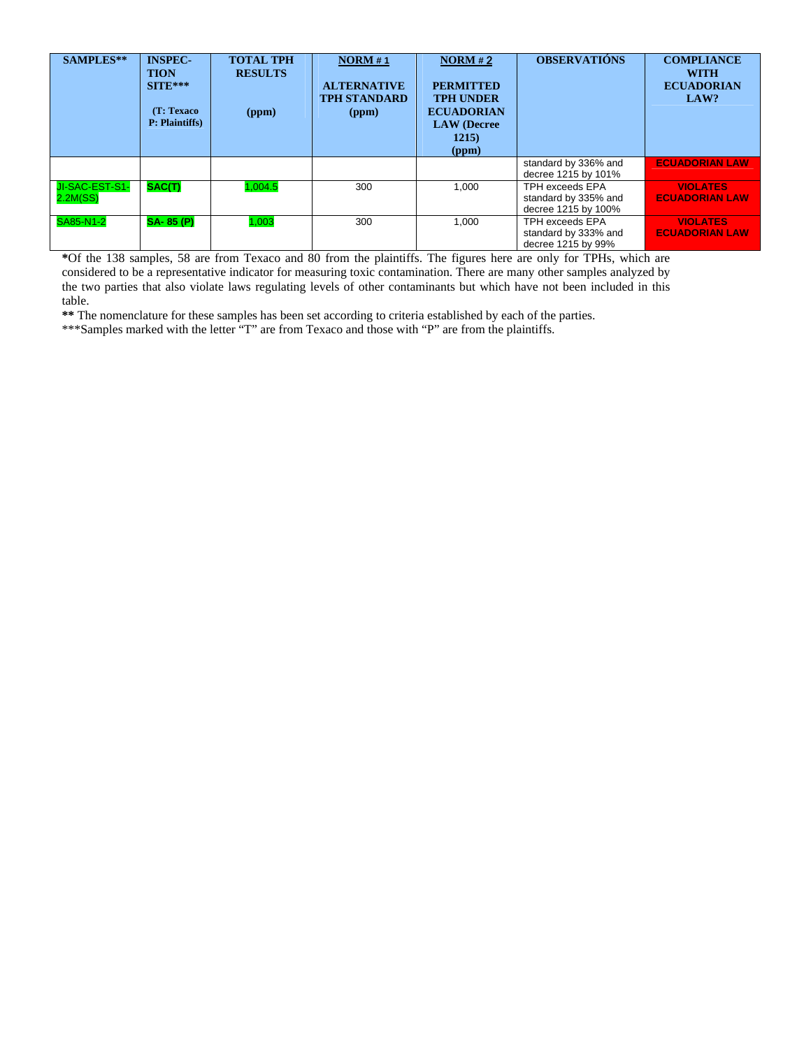| SAMPLES** | INSPEC-TION SITE*** (T: Texaco P: Plaintiffs) | TOTAL TPH RESULTS (ppm) | NORM # 1 ALTERNATIVE TPH STANDARD (ppm) | NORM # 2 PERMITTED TPH UNDER ECUADORIAN LAW (Decree 1215) (ppm) | OBSERVATIÓNS | COMPLIANCE WITH ECUADORIAN LAW? |
|---|---|---|---|---|---|---|
| | | | | | standard by 336% and decree 1215 by 101% | ECUADORIAN LAW |
| JI-SAC-EST-S1-2.2M(SS) | SAC(T) | 1,004.5 | 300 | 1,000 | TPH exceeds EPA standard by 335% and decree 1215 by 100% | VIOLATES ECUADORIAN LAW |
| SA85-N1-2 | SA- 85 (P) | 1,003 | 300 | 1,000 | TPH exceeds EPA standard by 333% and decree 1215 by 99% | VIOLATES ECUADORIAN LAW |

**\***Of the 138 samples, 58 are from Texaco and 80 from the plaintiffs. The figures here are only for TPHs, which are considered to be a representative indicator for measuring toxic contamination. There are many other samples analyzed by the two parties that also violate laws regulating levels of other contaminants but which have not been included in this table.

**\*\*** The nomenclature for these samples has been set according to criteria established by each of the parties.

***Samples marked with the letter "T" are from Texaco and those with "P" are from the plaintiffs.